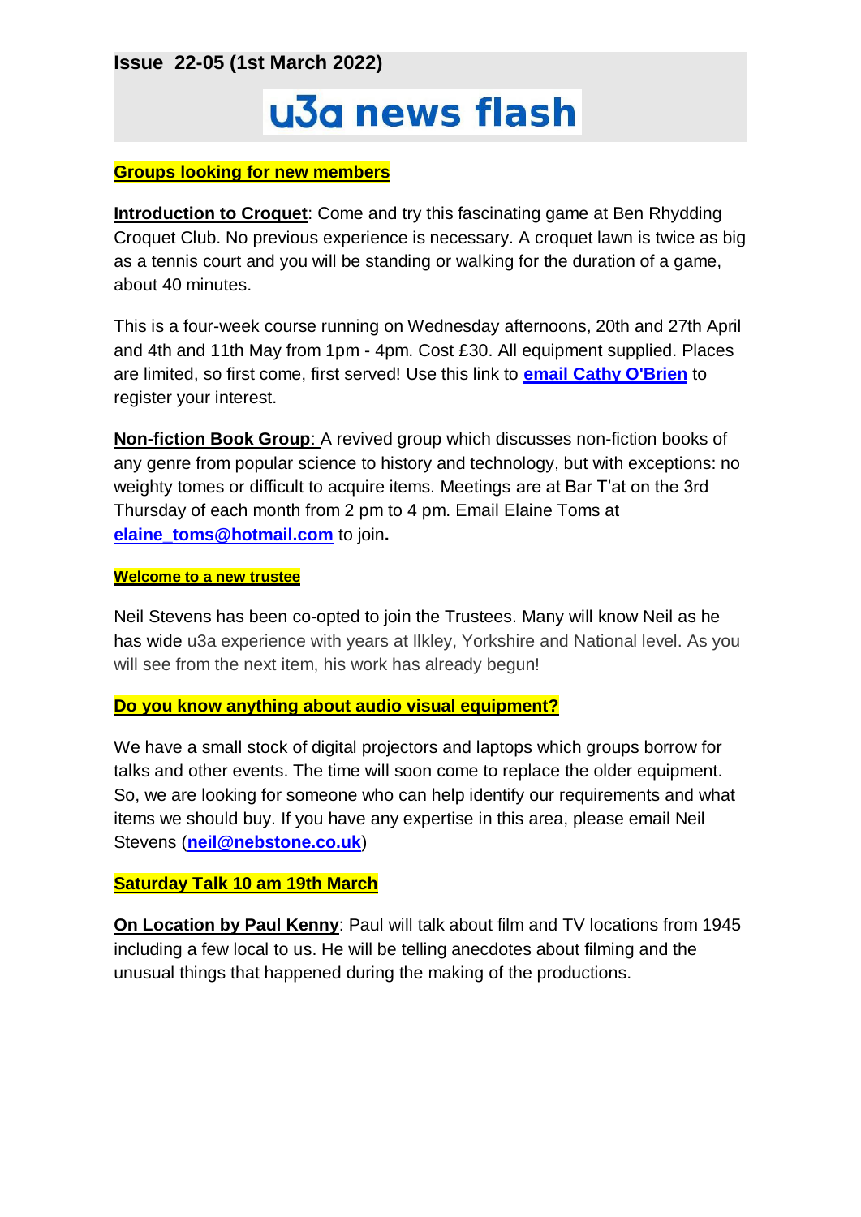**Issue 22-05 (1st March 2022)**

# u3a news flash

## Groups looking for new members

**Introduction to Croquet**: Come and try this fascinating game at Ben Rhydding Croquet Club. No previous experience is necessary. A croquet lawn is twice as big as a tennis court and you will be standing or walking for the duration of a game, about 40 minutes.

This is a four-week course running on Wednesday afternoons, 20th and 27th April and 4th and 11th May from 1pm - 4pm. Cost £30. All equipment supplied. Places are limited, so first come, first served! Use this link to **email Cathy O'Brien** to register your interest.

**Non-fiction Book Group**: A revived group which discusses non-fiction books of any genre from popular science to history and technology, but with exceptions: no weighty tomes or difficult to acquire items. Meetings are at Bar T'at on the 3rd Thursday of each month from 2 pm to 4 pm. Email Elaine Toms at **elaine_toms@hotmail.com** to join**.**

## Welcome to a new trustee

Neil Stevens has been co-opted to join the Trustees. Many will know Neil as he has wide u3a experience with years at Ilkley, Yorkshire and National level. As you will see from the next item, his work has already begun!

## Do you know anything about audio visual equipment?

We have a small stock of digital projectors and laptops which groups borrow for talks and other events. The time will soon come to replace the older equipment. So, we are looking for someone who can help identify our requirements and what items we should buy. If you have any expertise in this area, please email Neil Stevens (**neil@nebstone.co.uk**)

## Saturday Talk 10 am 19th March

**On Location by Paul Kenny**: Paul will talk about film and TV locations from 1945 including a few local to us. He will be telling anecdotes about filming and the unusual things that happened during the making of the productions.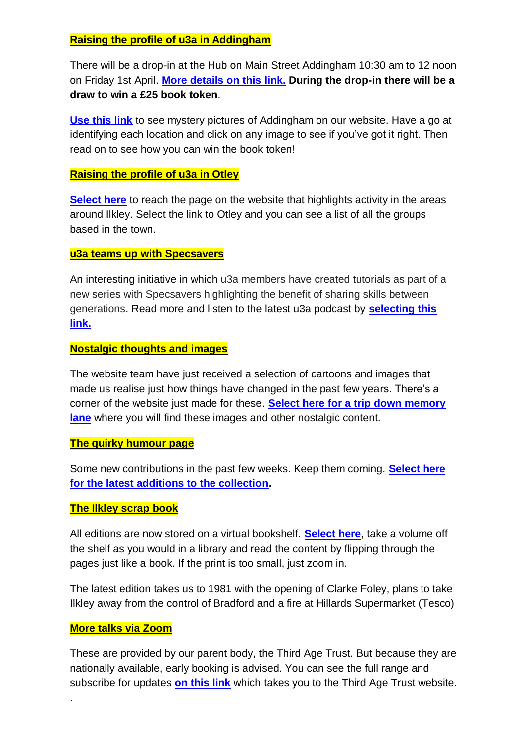## Raising the profile of u3a in Addingham

There will be a drop-in at the Hub on Main Street Addingham 10:30 am to 12 noon on Friday 1st April. **More details on this link.** **During the drop-in there will be a draw to win a £25 book token**.

**Use this link** to see mystery pictures of Addingham on our website. Have a go at identifying each location and click on any image to see if you've got it right. Then read on to see how you can win the book token!

## Raising the profile of u3a in Otley

**Select here** to reach the page on the website that highlights activity in the areas around Ilkley. Select the link to Otley and you can see a list of all the groups based in the town.

## u3a teams up with Specsavers

An interesting initiative in which u3a members have created tutorials as part of a new series with Specsavers highlighting the benefit of sharing skills between generations. Read more and listen to the latest u3a podcast by **selecting this link.**

## Nostalgic thoughts and images

The website team have just received a selection of cartoons and images that made us realise just how things have changed in the past few years. There's a corner of the website just made for these. **Select here for a trip down memory lane** where you will find these images and other nostalgic content.

## The quirky humour page

Some new contributions in the past few weeks. Keep them coming. **Select here for the latest additions to the collection.**

## The Ilkley scrap book

All editions are now stored on a virtual bookshelf. **Select here**, take a volume off the shelf as you would in a library and read the content by flipping through the pages just like a book. If the print is too small, just zoom in.

The latest edition takes us to 1981 with the opening of Clarke Foley, plans to take Ilkley away from the control of Bradford and a fire at Hillards Supermarket (Tesco)

## More talks via Zoom

These are provided by our parent body, the Third Age Trust. But because they are nationally available, early booking is advised. You can see the full range and subscribe for updates **on this link** which takes you to the Third Age Trust website.

.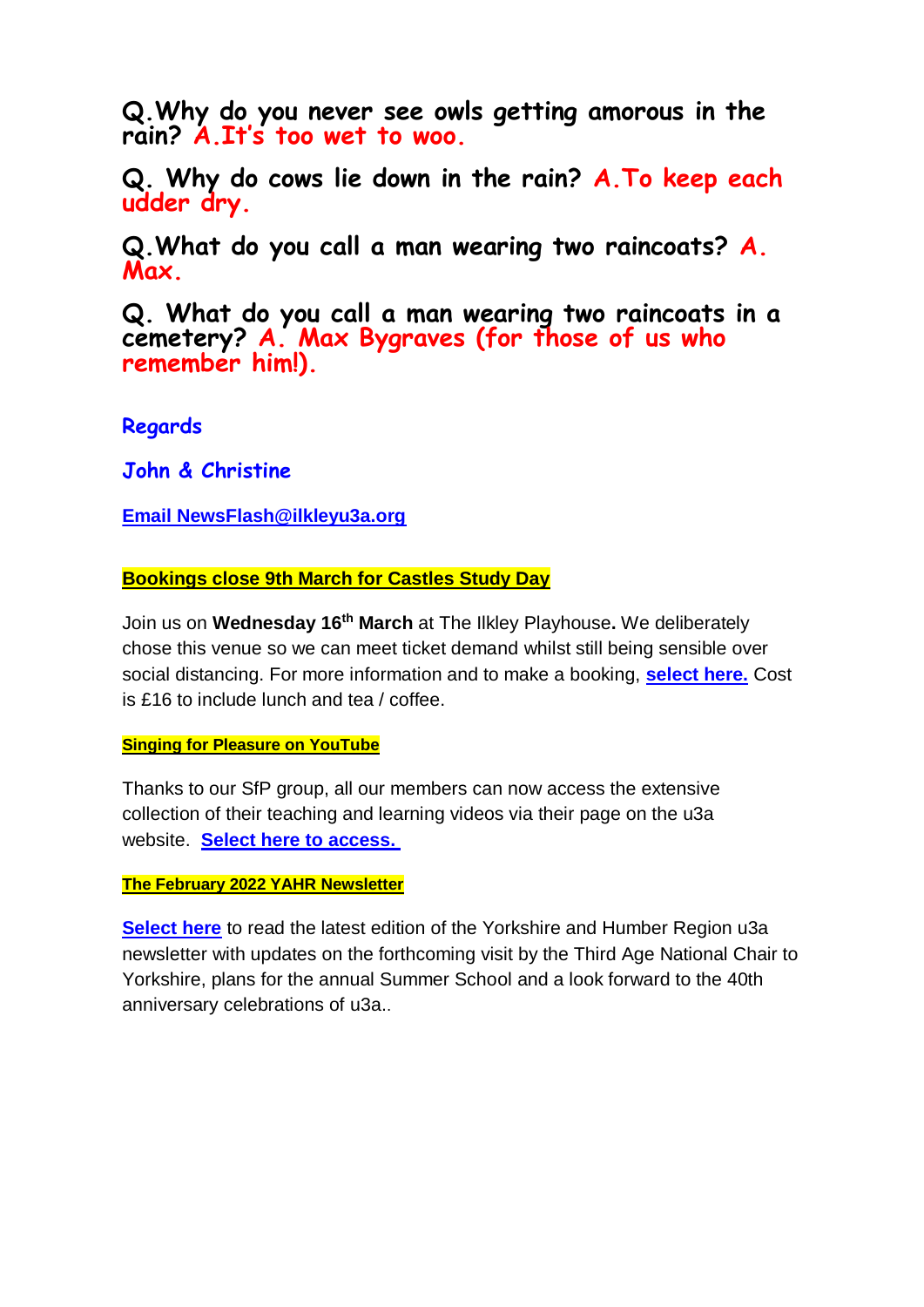**Q.Why do you never see owls getting amorous in the rain? A.It's too wet to woo.**

**Q. Why do cows lie down in the rain? A.To keep each udder dry.**

**Q.What do you call a man wearing two raincoats? A. Max.**

**Q. What do you call a man wearing two raincoats in a cemetery? A. Max Bygraves (for those of us who remember him!).**

**Regards**

**John & Christine**

**Email NewsFlash@ilkleyu3a.org**

**Bookings close 9th March for Castles Study Day**

Join us on **Wednesday 16th March** at The Ilkley Playhouse**.** We deliberately chose this venue so we can meet ticket demand whilst still being sensible over social distancing. For more information and to make a booking, **select here.** Cost is £16 to include lunch and tea / coffee.

**Singing for Pleasure on YouTube**

Thanks to our SfP group, all our members can now access the extensive collection of their teaching and learning videos via their page on the u3a website. **Select here to access.**

**The February 2022 YAHR Newsletter**

**Select here** to read the latest edition of the Yorkshire and Humber Region u3a newsletter with updates on the forthcoming visit by the Third Age National Chair to Yorkshire, plans for the annual Summer School and a look forward to the 40th anniversary celebrations of u3a..